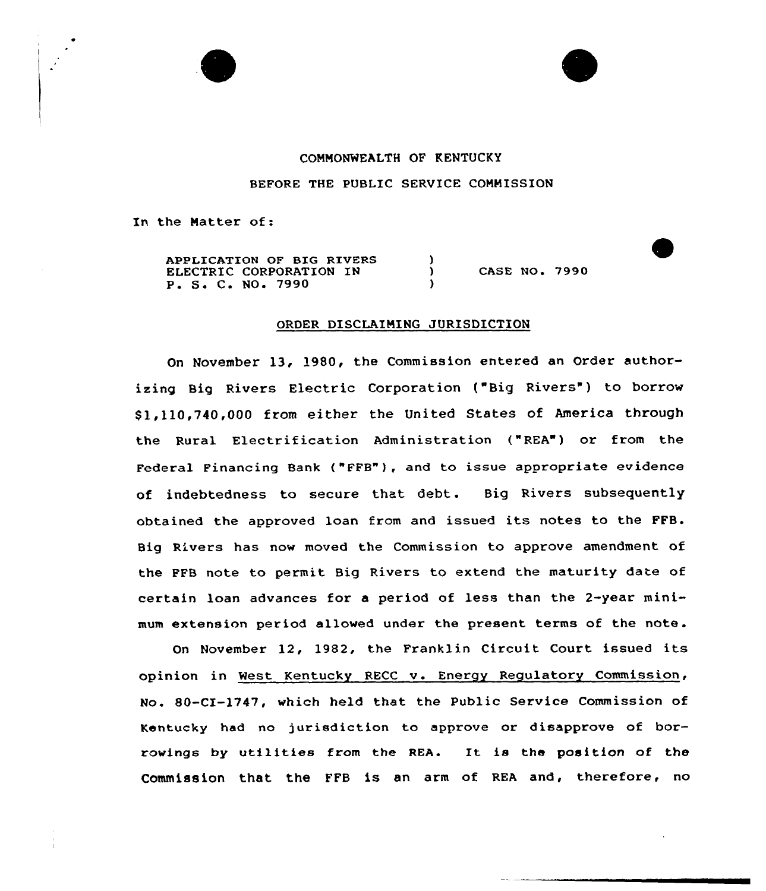COMMONWEALTH OF KENTUCKY

BEFORE THE PUBLIC SERVICE COMMISSION

In the Matter of:

APPLICATION OF BIG RIVERS ELECTRIC CORPORATION IN P. S. C. NO. 7990 ) CASE NO. 7990

ORDER DISCLAIMING JURISDICTION

On November 13, 1980, the Commission entered an Order authorizing Big Rivers Electric Corporation ("Big Rivers") to borrow $1,110,740,000 from either the United States of America through the Rural Electrification Administration ("REA") or from the Federal Financing Bank ("FFB"), and to issue appropriate evidence of indebtedness to secure that debt. Big Rivers subsequently obtained the approved loan from and issued its notes to the FFB. Big Rivers has now moved the Commission to approve amendment of the FFB note to permit Big Rivers to extend the maturity date of certain loan advances for a period of less than the 2-year minimum extension period allowed under the present terms of the note.

On November 12, 1982, the Franklin Circuit Court issued its opinion in West Kentucky RECC v. Energy Regulatory Commission, No. 80-CI-1747, which held that the Public Service Commission of Kentucky had no jurisdiction to approve or disapprove of borrowings by utilities from the REA. It is the position of the Commission that the FFB is an arm of REA and, therefore, no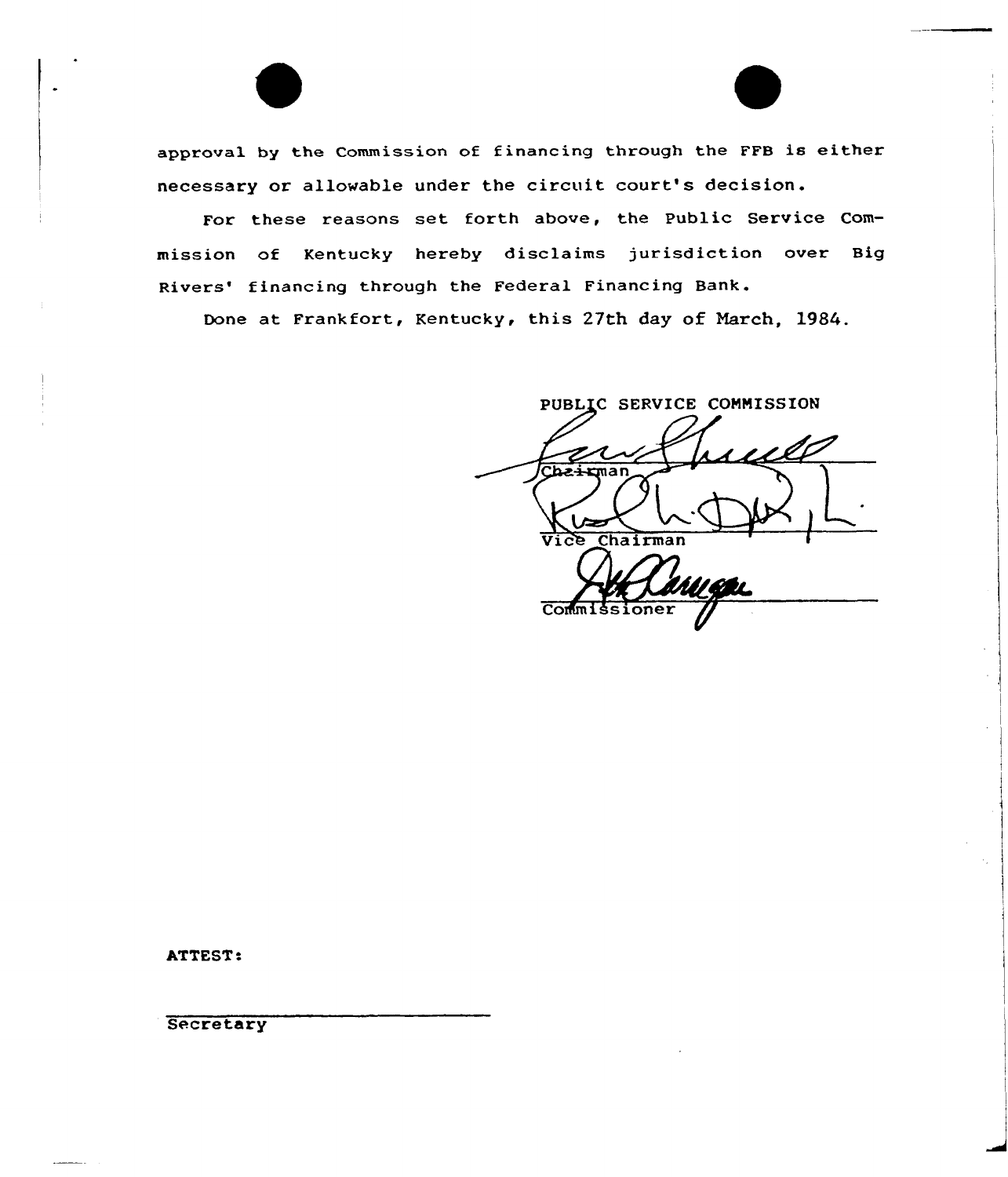approval by the Commission of financing through the FFB is either necessary or allowable under the circuit court's decision.

For these reasons set forth above, the Public Service Commission of Kentucky hereby disclaims jurisdiction over Big Rivers' financing through the Federal Financing Bank.

Done at Frankfort, Kentucky, this 27th day of March, 1984.

PUBLIC SERVICE COMMISSION

Chairman

Vice Chairman

Commissioner

ATTEST:

Secretary